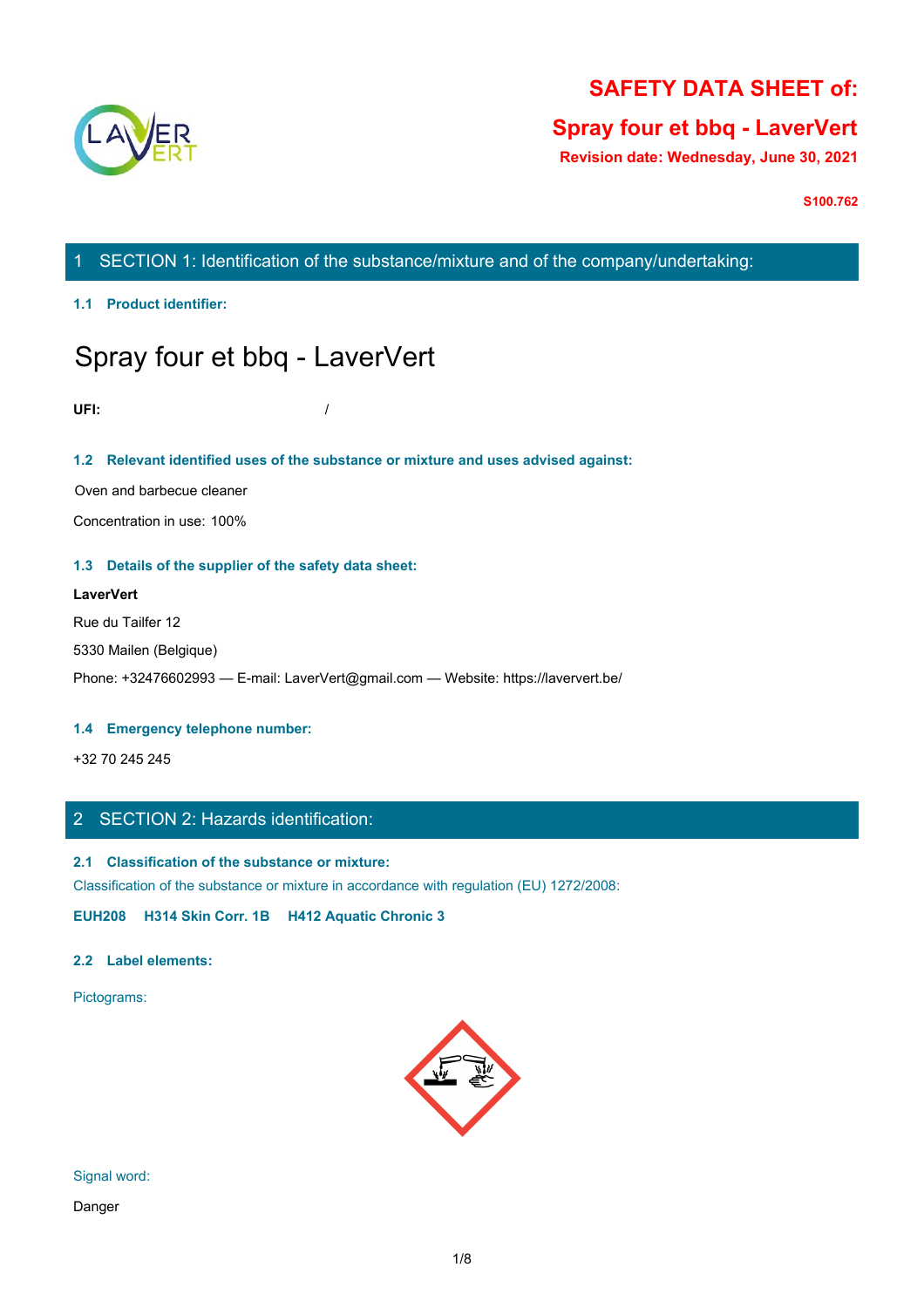# SAFETY DATA SHEET of:

## Spray four et bbq - LaverVert

**Revision date: Wednesday, June 30, 2021**

**S100.762**

## 1 SECTION 1: Identification of the substance/mixture and of the company/undertaking:

### 1.1 Product identifier:

# Spray four et bbq - LaverVert

**UFI:** /

### 1.2 Relevant identified uses of the substance or mixture and uses advised against:

Oven and barbecue cleaner

Concentration in use: 100%

### 1.3 Details of the supplier of the safety data sheet:

**LaverVert**

Rue du Tailfer 12

5330 Mailen (Belgique)

Phone: +32476602993 — E-mail: LaverVert@gmail.com — Website: https://laververt.be/

### 1.4 Emergency telephone number:

+32 70 245 245

## 2 SECTION 2: Hazards identification:

### 2.1 Classification of the substance or mixture:

Classification of the substance or mixture in accordance with regulation (EU) 1272/2008:

**EUH208 H314 Skin Corr. 1B H412 Aquatic Chronic 3**

### 2.2 Label elements:

Pictograms:

Signal word:

Danger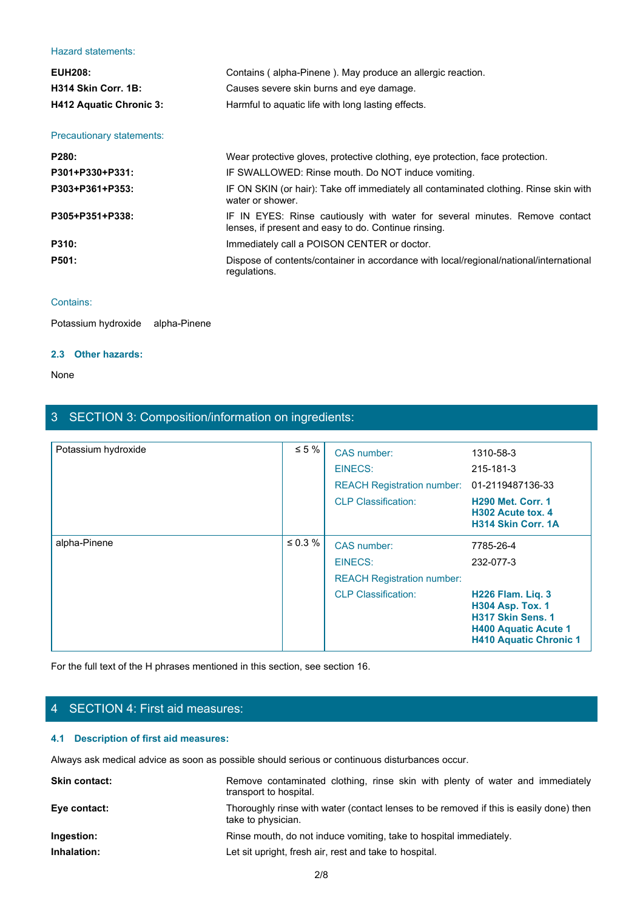Hazard statements:

| | |
|---|---|
| **EUH208:** | Contains ( alpha-Pinene ). May produce an allergic reaction. |
| **H314 Skin Corr. 1B:** | Causes severe skin burns and eye damage. |
| **H412 Aquatic Chronic 3:** | Harmful to aquatic life with long lasting effects. |

Precautionary statements:

| | |
|---|---|
| **P280:** | Wear protective gloves, protective clothing, eye protection, face protection. |
| **P301+P330+P331:** | IF SWALLOWED: Rinse mouth. Do NOT induce vomiting. |
| **P303+P361+P353:** | IF ON SKIN (or hair): Take off immediately all contaminated clothing. Rinse skin with water or shower. |
| **P305+P351+P338:** | IF IN EYES: Rinse cautiously with water for several minutes. Remove contact lenses, if present and easy to do. Continue rinsing. |
| **P310:** | Immediately call a POISON CENTER or doctor. |
| **P501:** | Dispose of contents/container in accordance with local/regional/national/international regulations. |

Contains:

Potassium hydroxide    alpha-Pinene

### 2.3 Other hazards:

None

## 3 SECTION 3: Composition/information on ingredients:

| Substance | Concentration | | |
|---|---|---|---|
| Potassium hydroxide | ≤ 5 % | CAS number: | 1310-58-3 |
| | | EINECS: | 215-181-3 |
| | | REACH Registration number: | 01-2119487136-33 |
| | | CLP Classification: | **H290 Met. Corr. 1**<br>**H302 Acute tox. 4**<br>**H314 Skin Corr. 1A** |
| alpha-Pinene | ≤ 0.3 % | CAS number: | 7785-26-4 |
| | | EINECS: | 232-077-3 |
| | | REACH Registration number: | |
| | | CLP Classification: | **H226 Flam. Liq. 3**<br>**H304 Asp. Tox. 1**<br>**H317 Skin Sens. 1**<br>**H400 Aquatic Acute 1**<br>**H410 Aquatic Chronic 1** |

For the full text of the H phrases mentioned in this section, see section 16.

## 4 SECTION 4: First aid measures:

### 4.1 Description of first aid measures:

Always ask medical advice as soon as possible should serious or continuous disturbances occur.

| | |
|---|---|
| **Skin contact:** | Remove contaminated clothing, rinse skin with plenty of water and immediately transport to hospital. |
| **Eye contact:** | Thoroughly rinse with water (contact lenses to be removed if this is easily done) then take to physician. |
| **Ingestion:** | Rinse mouth, do not induce vomiting, take to hospital immediately. |
| **Inhalation:** | Let sit upright, fresh air, rest and take to hospital. |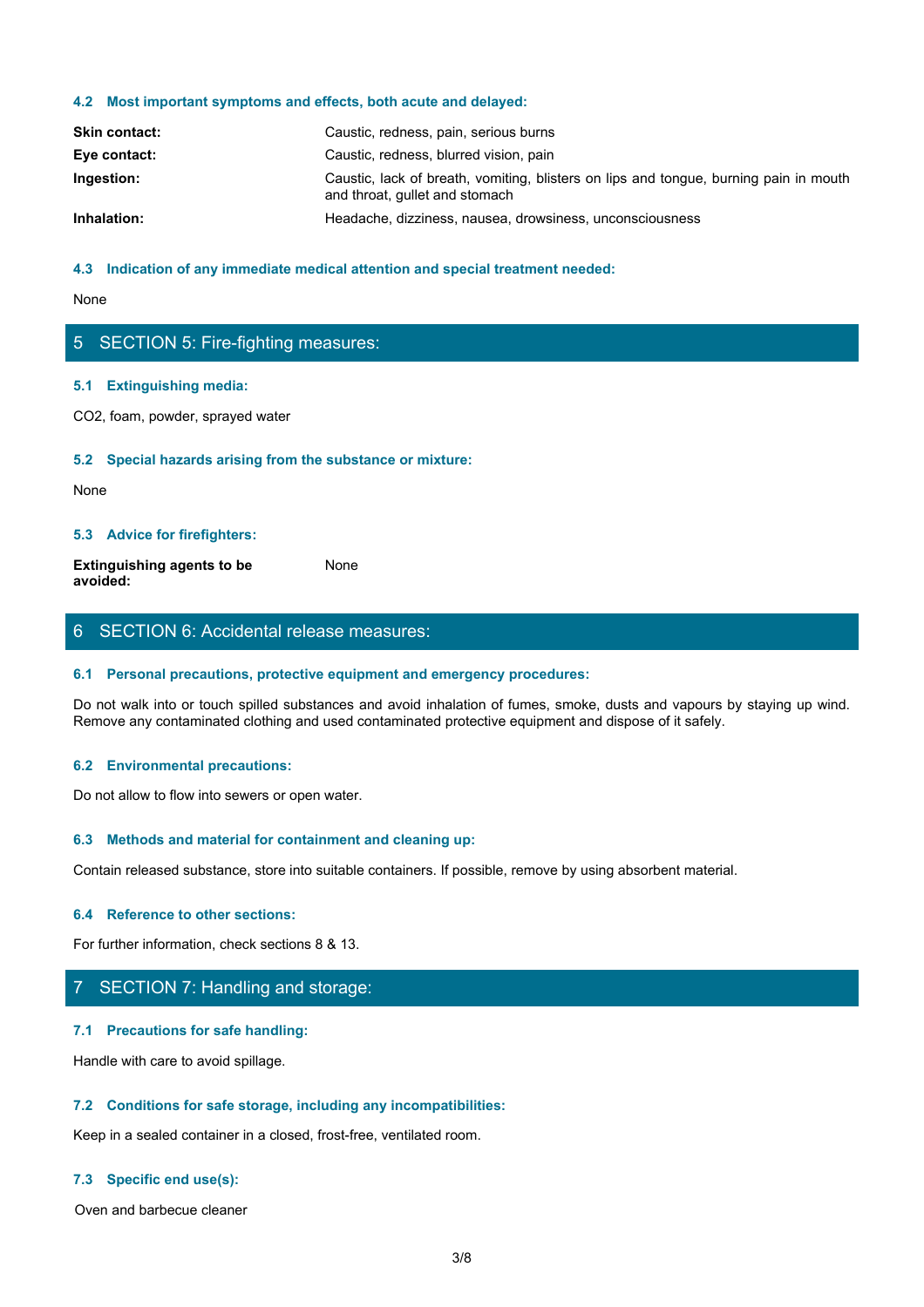### 4.2 Most important symptoms and effects, both acute and delayed:

| | |
|---|---|
| **Skin contact:** | Caustic, redness, pain, serious burns |
| **Eye contact:** | Caustic, redness, blurred vision, pain |
| **Ingestion:** | Caustic, lack of breath, vomiting, blisters on lips and tongue, burning pain in mouth and throat, gullet and stomach |
| **Inhalation:** | Headache, dizziness, nausea, drowsiness, unconsciousness |

### 4.3 Indication of any immediate medical attention and special treatment needed:

None

## 5 SECTION 5: Fire-fighting measures:

### 5.1 Extinguishing media:

$CO_2$, foam, powder, sprayed water

### 5.2 Special hazards arising from the substance or mixture:

None

### 5.3 Advice for firefighters:

| | |
|---|---|
| **Extinguishing agents to be avoided:** | None |

## 6 SECTION 6: Accidental release measures:

### 6.1 Personal precautions, protective equipment and emergency procedures:

Do not walk into or touch spilled substances and avoid inhalation of fumes, smoke, dusts and vapours by staying up wind. Remove any contaminated clothing and used contaminated protective equipment and dispose of it safely.

### 6.2 Environmental precautions:

Do not allow to flow into sewers or open water.

### 6.3 Methods and material for containment and cleaning up:

Contain released substance, store into suitable containers. If possible, remove by using absorbent material.

### 6.4 Reference to other sections:

For further information, check sections 8 & 13.

## 7 SECTION 7: Handling and storage:

### 7.1 Precautions for safe handling:

Handle with care to avoid spillage.

### 7.2 Conditions for safe storage, including any incompatibilities:

Keep in a sealed container in a closed, frost-free, ventilated room.

### 7.3 Specific end use(s):

Oven and barbecue cleaner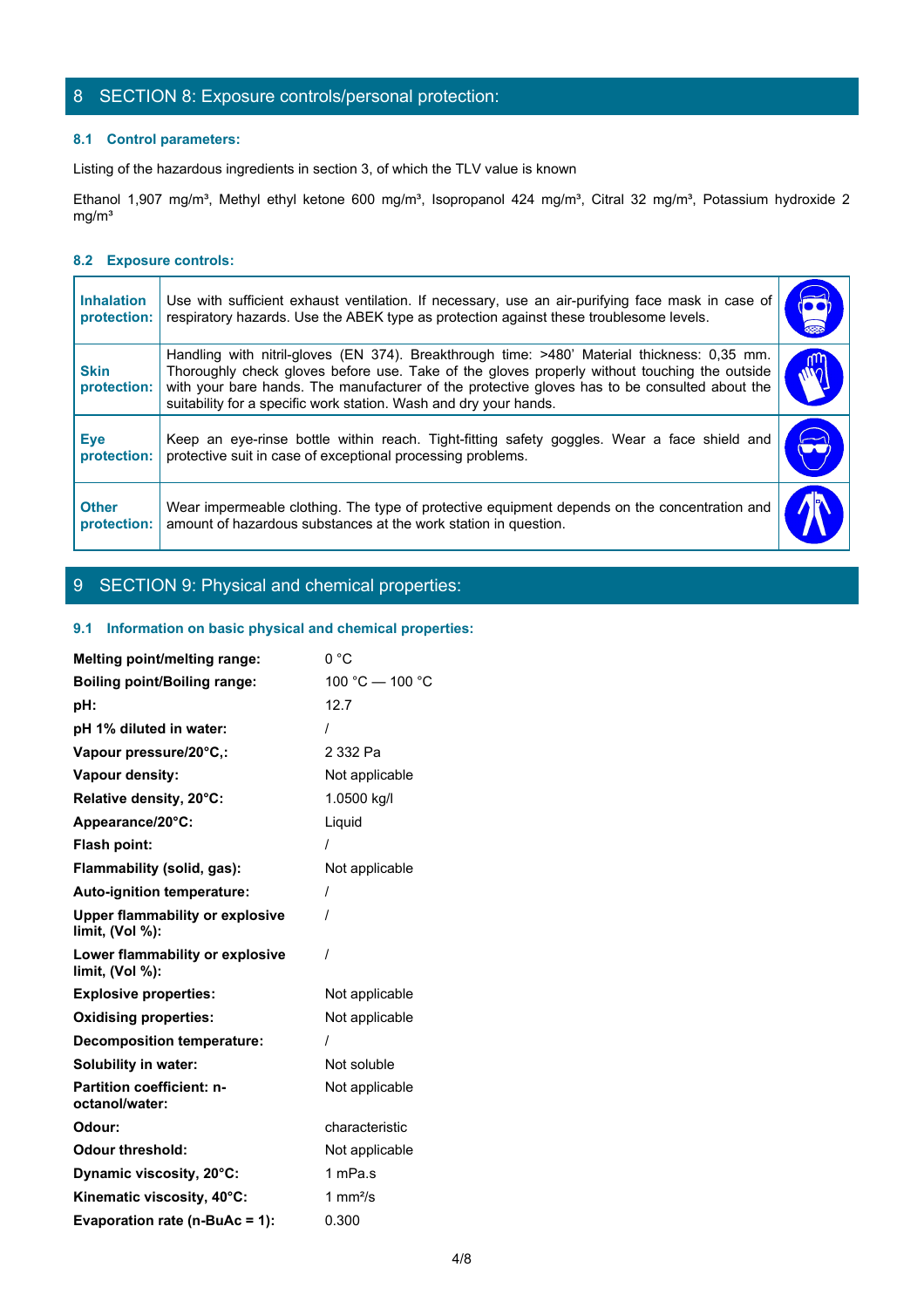# 8 SECTION 8: Exposure controls/personal protection:

### 8.1 Control parameters:

Listing of the hazardous ingredients in section 3, of which the TLV value is known

Ethanol 1,907 mg/m³, Methyl ethyl ketone 600 mg/m³, Isopropanol 424 mg/m³, Citral 32 mg/m³, Potassium hydroxide 2 mg/m³

### 8.2 Exposure controls:

| | |
|---|---|
| **Inhalation protection:** | Use with sufficient exhaust ventilation. If necessary, use an air-purifying face mask in case of respiratory hazards. Use the ABEK type as protection against these troublesome levels. |
| **Skin protection:** | Handling with nitril-gloves (EN 374). Breakthrough time: >480' Material thickness: 0,35 mm. Thoroughly check gloves before use. Take of the gloves properly without touching the outside with your bare hands. The manufacturer of the protective gloves has to be consulted about the suitability for a specific work station. Wash and dry your hands. |
| **Eye protection:** | Keep an eye-rinse bottle within reach. Tight-fitting safety goggles. Wear a face shield and protective suit in case of exceptional processing problems. |
| **Other protection:** | Wear impermeable clothing. The type of protective equipment depends on the concentration and amount of hazardous substances at the work station in question. |

# 9 SECTION 9: Physical and chemical properties:

### 9.1 Information on basic physical and chemical properties:

| | |
|---|---|
| **Melting point/melting range:** | 0 °C |
| **Boiling point/Boiling range:** | 100 °C — 100 °C |
| **pH:** | 12.7 |
| **pH 1% diluted in water:** | / |
| **Vapour pressure/20°C,:** | 2 332 Pa |
| **Vapour density:** | Not applicable |
| **Relative density, 20°C:** | 1.0500 kg/l |
| **Appearance/20°C:** | Liquid |
| **Flash point:** | / |
| **Flammability (solid, gas):** | Not applicable |
| **Auto-ignition temperature:** | / |
| **Upper flammability or explosive limit, (Vol %):** | / |
| **Lower flammability or explosive limit, (Vol %):** | / |
| **Explosive properties:** | Not applicable |
| **Oxidising properties:** | Not applicable |
| **Decomposition temperature:** | / |
| **Solubility in water:** | Not soluble |
| **Partition coefficient: n-octanol/water:** | Not applicable |
| **Odour:** | characteristic |
| **Odour threshold:** | Not applicable |
| **Dynamic viscosity, 20°C:** | 1 mPa.s |
| **Kinematic viscosity, 40°C:** | 1 mm²/s |
| **Evaporation rate (n-BuAc = 1):** | 0.300 |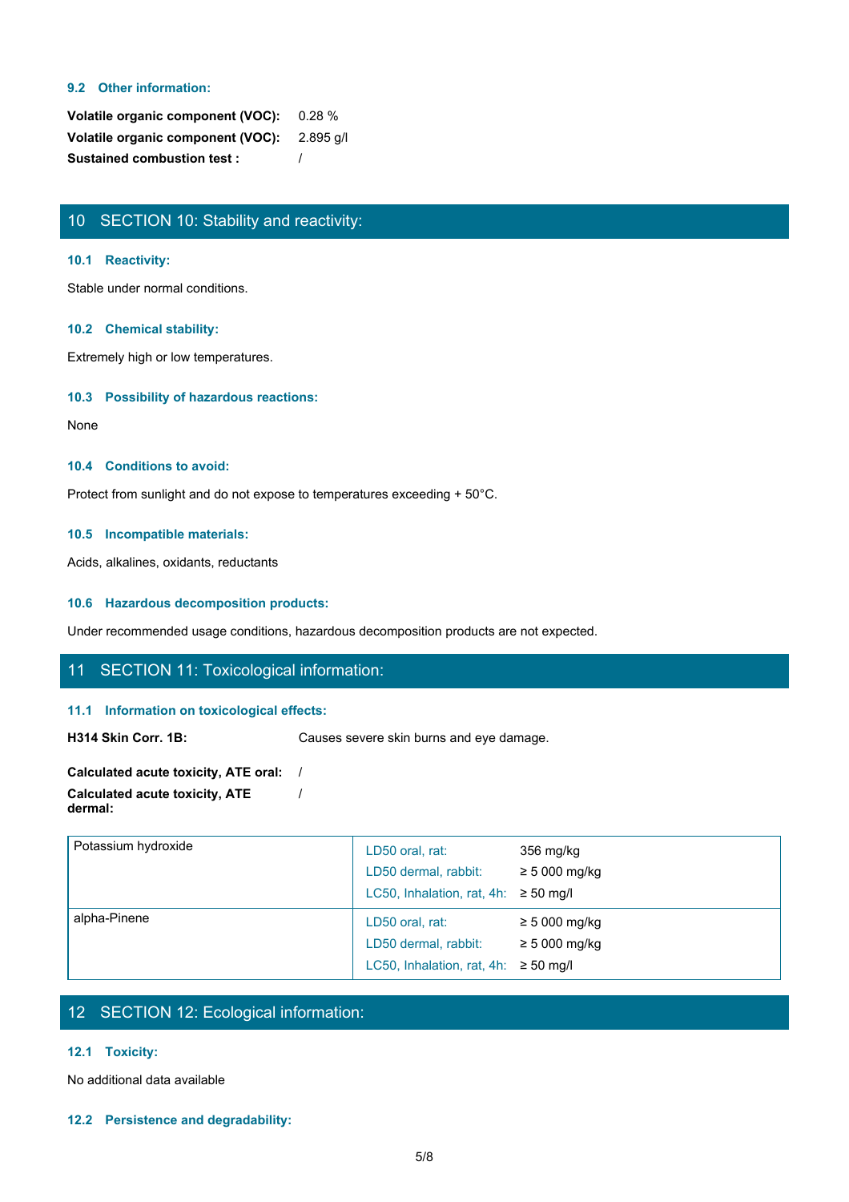### 9.2 Other information:

**Volatile organic component (VOC):** 0.28 %

**Volatile organic component (VOC):** 2.895 g/l

**Sustained combustion test :** /

## 10 SECTION 10: Stability and reactivity:

### 10.1 Reactivity:

Stable under normal conditions.

### 10.2 Chemical stability:

Extremely high or low temperatures.

### 10.3 Possibility of hazardous reactions:

None

### 10.4 Conditions to avoid:

Protect from sunlight and do not expose to temperatures exceeding + 50°C.

### 10.5 Incompatible materials:

Acids, alkalines, oxidants, reductants

### 10.6 Hazardous decomposition products:

Under recommended usage conditions, hazardous decomposition products are not expected.

## 11 SECTION 11: Toxicological information:

### 11.1 Information on toxicological effects:

**H314 Skin Corr. 1B:** Causes severe skin burns and eye damage.

**Calculated acute toxicity, ATE oral:** /

**Calculated acute toxicity, ATE dermal:** /

| Substance | Test | Value |
|---|---|---|
| Potassium hydroxide | LD50 oral, rat: | 356 mg/kg |
| | LD50 dermal, rabbit: | ≥ 5 000 mg/kg |
| | LC50, Inhalation, rat, 4h: | ≥ 50 mg/l |
| alpha-Pinene | LD50 oral, rat: | ≥ 5 000 mg/kg |
| | LD50 dermal, rabbit: | ≥ 5 000 mg/kg |
| | LC50, Inhalation, rat, 4h: | ≥ 50 mg/l |

## 12 SECTION 12: Ecological information:

### 12.1 Toxicity:

No additional data available

### 12.2 Persistence and degradability: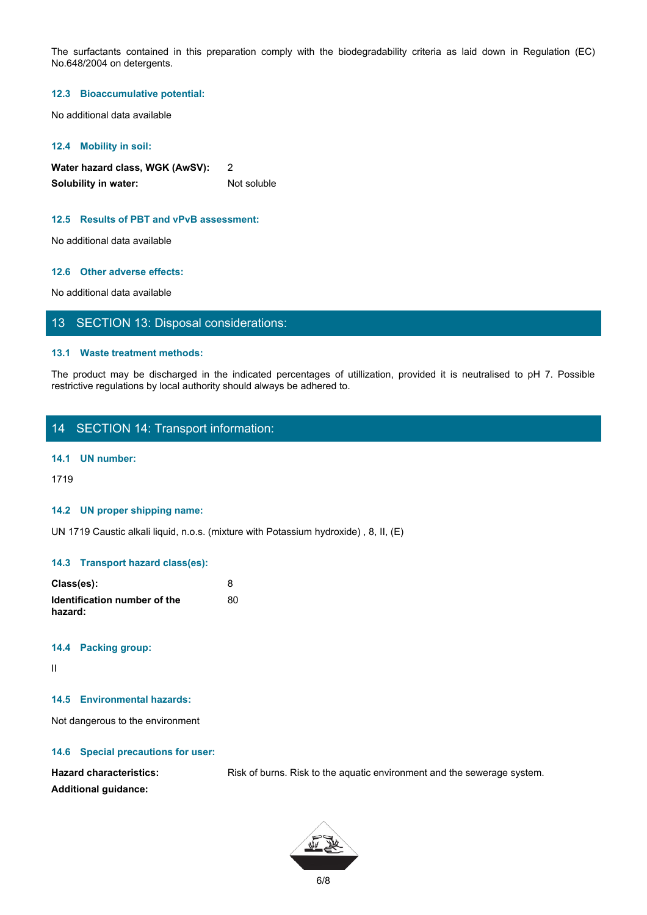The surfactants contained in this preparation comply with the biodegradability criteria as laid down in Regulation (EC) No.648/2004 on detergents.

### 12.3 Bioaccumulative potential:

No additional data available

### 12.4 Mobility in soil:

| | |
|---|---|
| **Water hazard class, WGK (AwSV):** | 2 |
| **Solubility in water:** | Not soluble |

### 12.5 Results of PBT and vPvB assessment:

No additional data available

### 12.6 Other adverse effects:

No additional data available

## 13 SECTION 13: Disposal considerations:

### 13.1 Waste treatment methods:

The product may be discharged in the indicated percentages of utillization, provided it is neutralised to pH 7. Possible restrictive regulations by local authority should always be adhered to.

## 14 SECTION 14: Transport information:

### 14.1 UN number:

1719

### 14.2 UN proper shipping name:

UN 1719 Caustic alkali liquid, n.o.s. (mixture with Potassium hydroxide) , 8, II, (E)

### 14.3 Transport hazard class(es):

| | |
|---|---|
| **Class(es):** | 8 |
| **Identification number of the hazard:** | 80 |

### 14.4 Packing group:

II

### 14.5 Environmental hazards:

Not dangerous to the environment

### 14.6 Special precautions for user:

| | |
|---|---|
| **Hazard characteristics:** | Risk of burns. Risk to the aquatic environment and the sewerage system. |
| **Additional guidance:** | |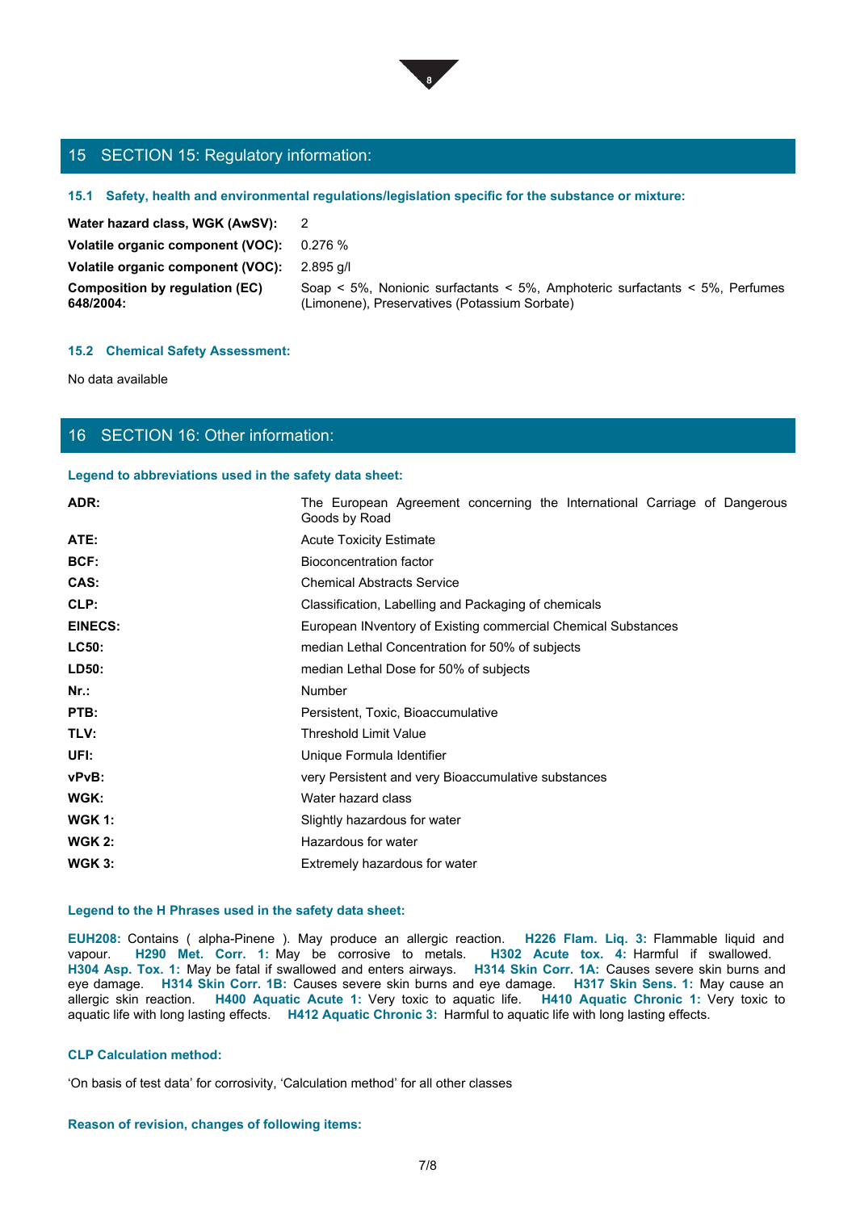## 15 SECTION 15: Regulatory information:

### 15.1 Safety, health and environmental regulations/legislation specific for the substance or mixture:

| | |
|---|---|
| **Water hazard class, WGK (AwSV):** | 2 |
| **Volatile organic component (VOC):** | 0.276 % |
| **Volatile organic component (VOC):** | 2.895 g/l |
| **Composition by regulation (EC) 648/2004:** | Soap < 5%, Nonionic surfactants < 5%, Amphoteric surfactants < 5%, Perfumes (Limonene), Preservatives (Potassium Sorbate) |

### 15.2 Chemical Safety Assessment:

No data available

## 16 SECTION 16: Other information:

### Legend to abbreviations used in the safety data sheet:

| | |
|---|---|
| **ADR:** | The European Agreement concerning the International Carriage of Dangerous Goods by Road |
| **ATE:** | Acute Toxicity Estimate |
| **BCF:** | Bioconcentration factor |
| **CAS:** | Chemical Abstracts Service |
| **CLP:** | Classification, Labelling and Packaging of chemicals |
| **EINECS:** | European INventory of Existing commercial Chemical Substances |
| **LC50:** | median Lethal Concentration for 50% of subjects |
| **LD50:** | median Lethal Dose for 50% of subjects |
| **Nr.:** | Number |
| **PTB:** | Persistent, Toxic, Bioaccumulative |
| **TLV:** | Threshold Limit Value |
| **UFI:** | Unique Formula Identifier |
| **vPvB:** | very Persistent and very Bioaccumulative substances |
| **WGK:** | Water hazard class |
| **WGK 1:** | Slightly hazardous for water |
| **WGK 2:** | Hazardous for water |
| **WGK 3:** | Extremely hazardous for water |

### Legend to the H Phrases used in the safety data sheet:

**EUH208:** Contains ( alpha-Pinene ). May produce an allergic reaction. **H226 Flam. Liq. 3:** Flammable liquid and vapour. **H290 Met. Corr. 1:** May be corrosive to metals. **H302 Acute tox. 4:** Harmful if swallowed. **H304 Asp. Tox. 1:** May be fatal if swallowed and enters airways. **H314 Skin Corr. 1A:** Causes severe skin burns and eye damage. **H314 Skin Corr. 1B:** Causes severe skin burns and eye damage. **H317 Skin Sens. 1:** May cause an allergic skin reaction. **H400 Aquatic Acute 1:** Very toxic to aquatic life. **H410 Aquatic Chronic 1:** Very toxic to aquatic life with long lasting effects. **H412 Aquatic Chronic 3:** Harmful to aquatic life with long lasting effects.

### CLP Calculation method:

'On basis of test data' for corrosivity, 'Calculation method' for all other classes

### Reason of revision, changes of following items: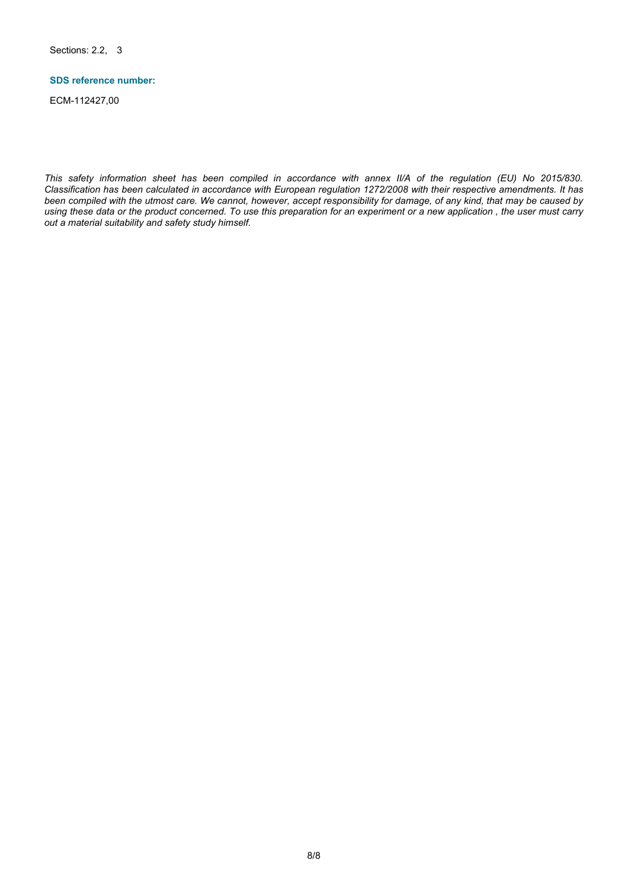Sections: 2.2, 3

**SDS reference number:**

ECM-112427,00

*This safety information sheet has been compiled in accordance with annex II/A of the regulation (EU) No 2015/830. Classification has been calculated in accordance with European regulation 1272/2008 with their respective amendments. It has been compiled with the utmost care. We cannot, however, accept responsibility for damage, of any kind, that may be caused by using these data or the product concerned. To use this preparation for an experiment or a new application , the user must carry out a material suitability and safety study himself.*